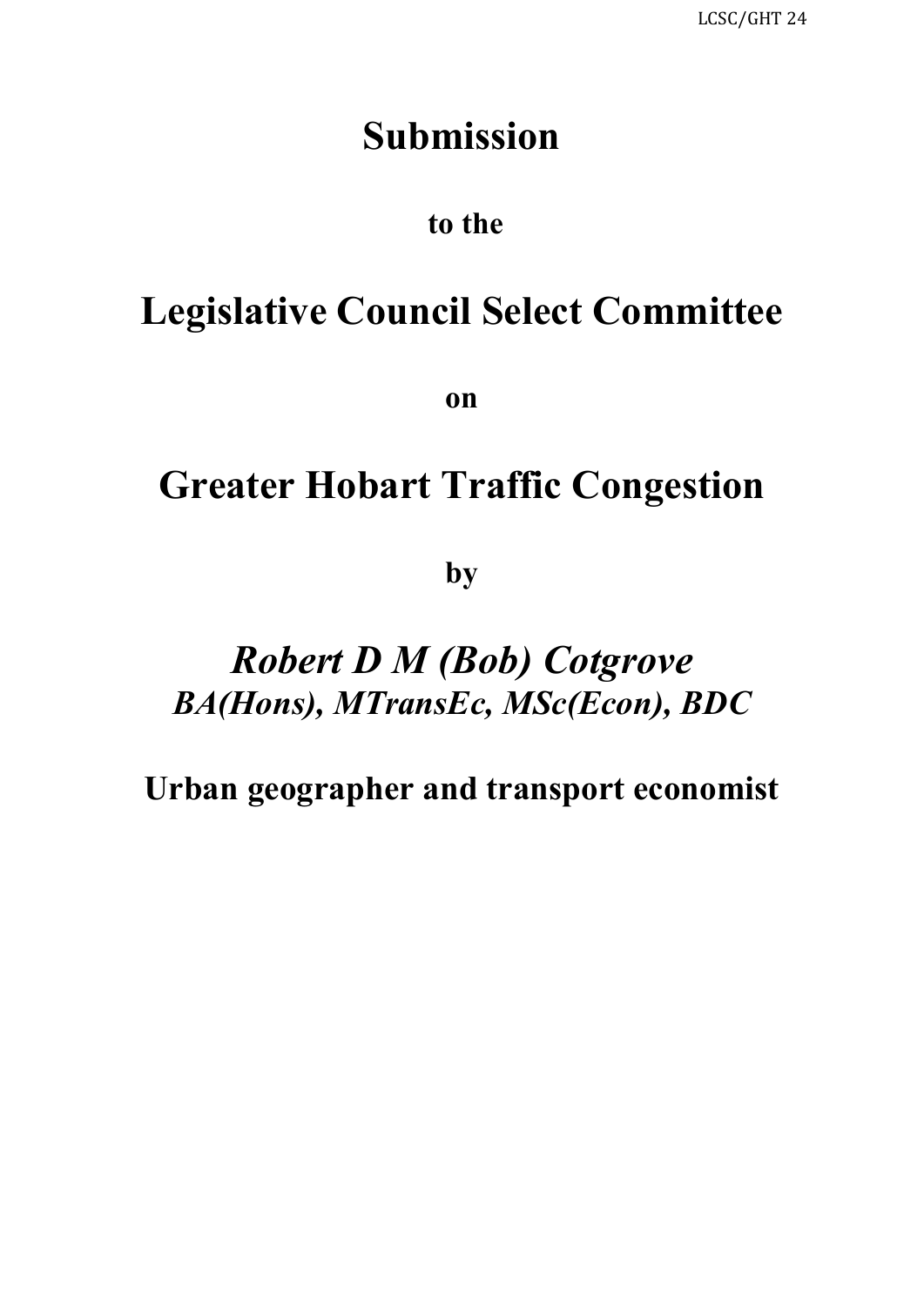# Submission

**to the**

# Legislative Council Select Committee

**on**

# Greater Hobart Traffic Congestion

**by**

## *Robert D M (Bob) Cotgrove*

***BA(Hons), MTransEc, MSc(Econ), BDC***

**Urban geographer and transport economist**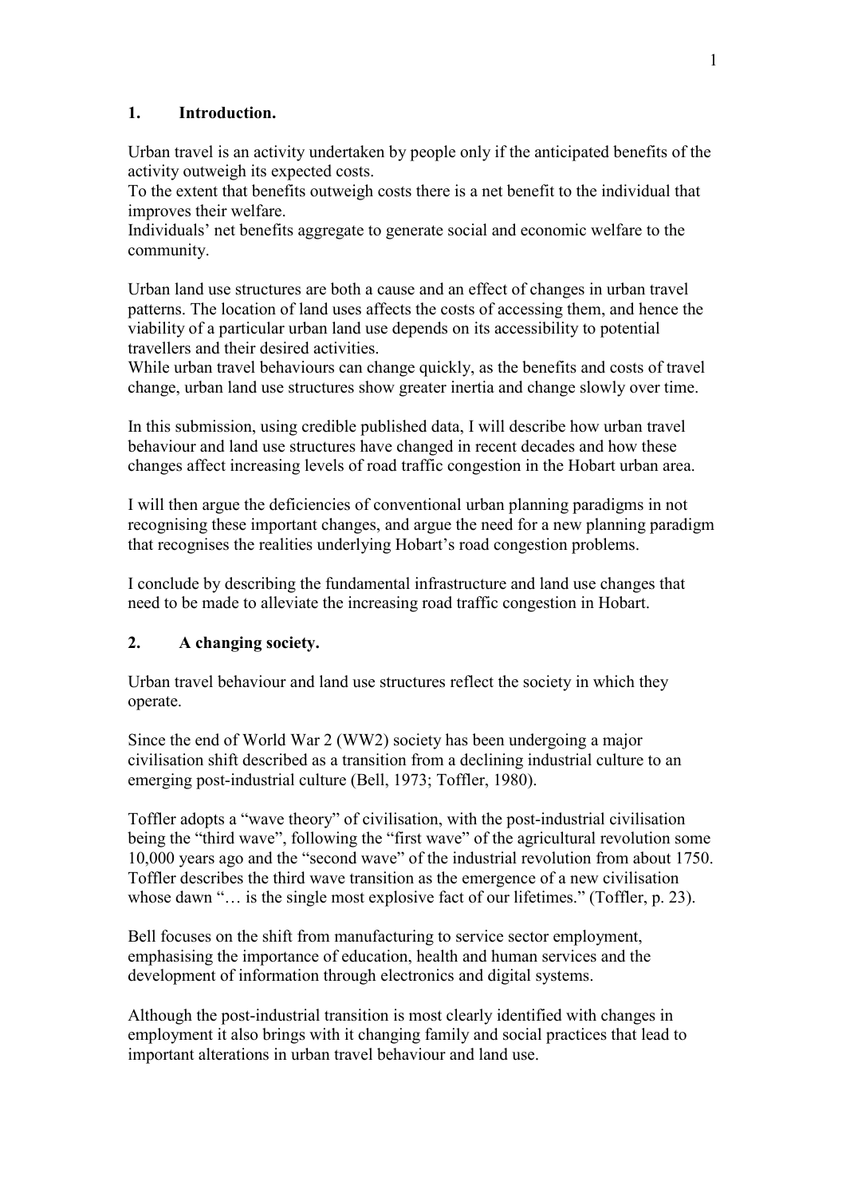## 1. Introduction.

Urban travel is an activity undertaken by people only if the anticipated benefits of the activity outweigh its expected costs.
To the extent that benefits outweigh costs there is a net benefit to the individual that improves their welfare.
Individuals' net benefits aggregate to generate social and economic welfare to the community.

Urban land use structures are both a cause and an effect of changes in urban travel patterns. The location of land uses affects the costs of accessing them, and hence the viability of a particular urban land use depends on its accessibility to potential travellers and their desired activities.
While urban travel behaviours can change quickly, as the benefits and costs of travel change, urban land use structures show greater inertia and change slowly over time.

In this submission, using credible published data, I will describe how urban travel behaviour and land use structures have changed in recent decades and how these changes affect increasing levels of road traffic congestion in the Hobart urban area.

I will then argue the deficiencies of conventional urban planning paradigms in not recognising these important changes, and argue the need for a new planning paradigm that recognises the realities underlying Hobart's road congestion problems.

I conclude by describing the fundamental infrastructure and land use changes that need to be made to alleviate the increasing road traffic congestion in Hobart.

## 2. A changing society.

Urban travel behaviour and land use structures reflect the society in which they operate.

Since the end of World War 2 (WW2) society has been undergoing a major civilisation shift described as a transition from a declining industrial culture to an emerging post-industrial culture (Bell, 1973; Toffler, 1980).

Toffler adopts a "wave theory" of civilisation, with the post-industrial civilisation being the "third wave", following the "first wave" of the agricultural revolution some 10,000 years ago and the "second wave" of the industrial revolution from about 1750. Toffler describes the third wave transition as the emergence of a new civilisation whose dawn "… is the single most explosive fact of our lifetimes." (Toffler, p. 23).

Bell focuses on the shift from manufacturing to service sector employment, emphasising the importance of education, health and human services and the development of information through electronics and digital systems.

Although the post-industrial transition is most clearly identified with changes in employment it also brings with it changing family and social practices that lead to important alterations in urban travel behaviour and land use.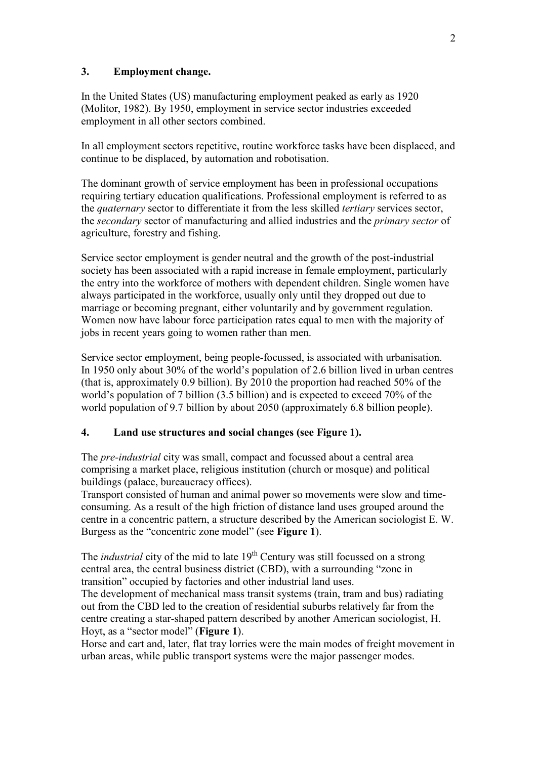## 3. Employment change.

In the United States (US) manufacturing employment peaked as early as 1920 (Molitor, 1982). By 1950, employment in service sector industries exceeded employment in all other sectors combined.

In all employment sectors repetitive, routine workforce tasks have been displaced, and continue to be displaced, by automation and robotisation.

The dominant growth of service employment has been in professional occupations requiring tertiary education qualifications. Professional employment is referred to as the *quaternary* sector to differentiate it from the less skilled *tertiary* services sector, the *secondary* sector of manufacturing and allied industries and the *primary sector* of agriculture, forestry and fishing.

Service sector employment is gender neutral and the growth of the post-industrial society has been associated with a rapid increase in female employment, particularly the entry into the workforce of mothers with dependent children. Single women have always participated in the workforce, usually only until they dropped out due to marriage or becoming pregnant, either voluntarily and by government regulation. Women now have labour force participation rates equal to men with the majority of jobs in recent years going to women rather than men.

Service sector employment, being people-focussed, is associated with urbanisation. In 1950 only about 30% of the world's population of 2.6 billion lived in urban centres (that is, approximately 0.9 billion). By 2010 the proportion had reached 50% of the world's population of 7 billion (3.5 billion) and is expected to exceed 70% of the world population of 9.7 billion by about 2050 (approximately 6.8 billion people).

## 4. Land use structures and social changes (see Figure 1).

The *pre-industrial* city was small, compact and focussed about a central area comprising a market place, religious institution (church or mosque) and political buildings (palace, bureaucracy offices).
Transport consisted of human and animal power so movements were slow and time-consuming. As a result of the high friction of distance land uses grouped around the centre in a concentric pattern, a structure described by the American sociologist E. W. Burgess as the "concentric zone model" (see **Figure 1**).

The *industrial* city of the mid to late 19th Century was still focussed on a strong central area, the central business district (CBD), with a surrounding "zone in transition" occupied by factories and other industrial land uses.
The development of mechanical mass transit systems (train, tram and bus) radiating out from the CBD led to the creation of residential suburbs relatively far from the centre creating a star-shaped pattern described by another American sociologist, H. Hoyt, as a "sector model" (**Figure 1**).
Horse and cart and, later, flat tray lorries were the main modes of freight movement in urban areas, while public transport systems were the major passenger modes.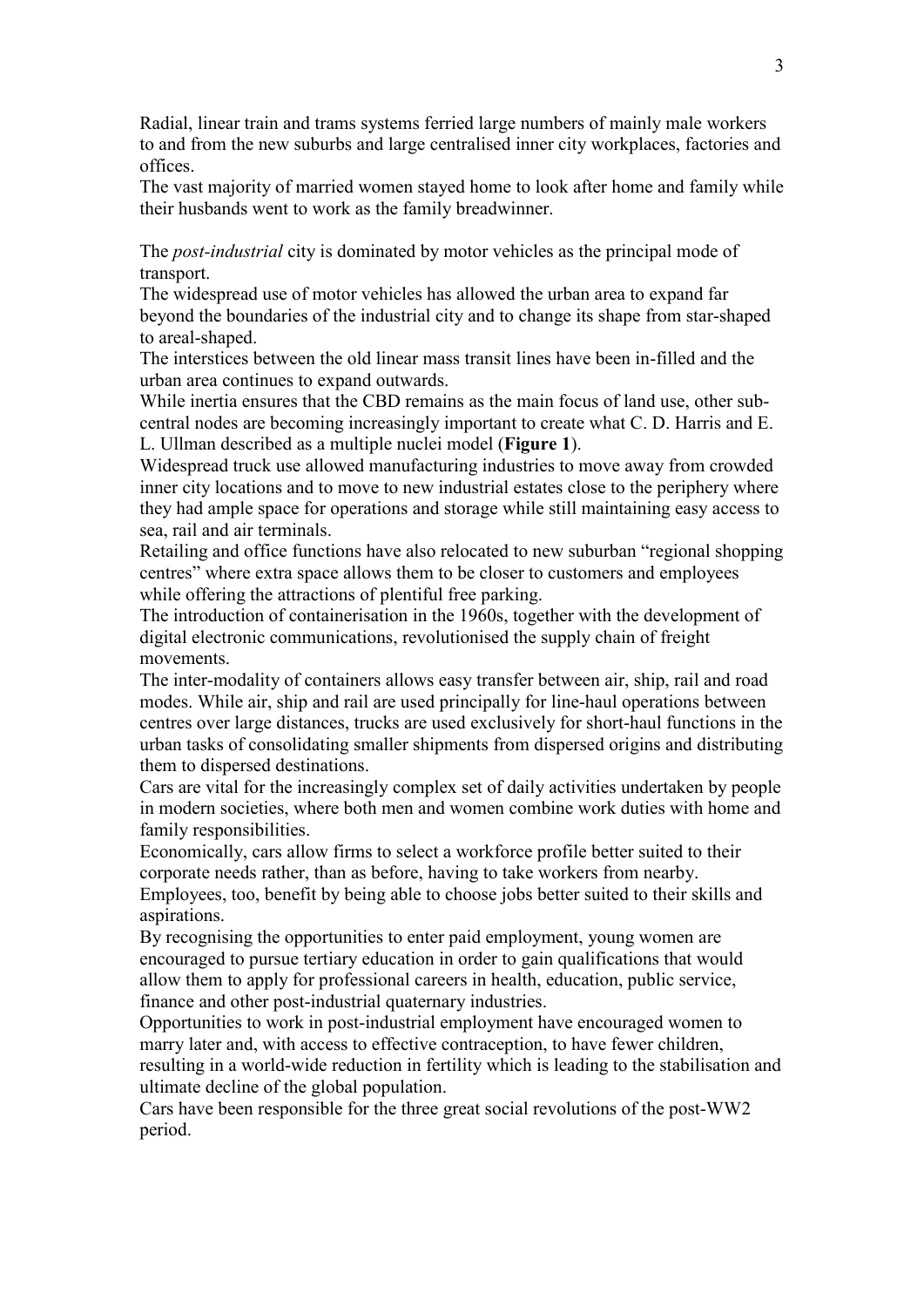Radial, linear train and trams systems ferried large numbers of mainly male workers to and from the new suburbs and large centralised inner city workplaces, factories and offices.

The vast majority of married women stayed home to look after home and family while their husbands went to work as the family breadwinner.

The *post-industrial* city is dominated by motor vehicles as the principal mode of transport.

The widespread use of motor vehicles has allowed the urban area to expand far beyond the boundaries of the industrial city and to change its shape from star-shaped to areal-shaped.

The interstices between the old linear mass transit lines have been in-filled and the urban area continues to expand outwards.

While inertia ensures that the CBD remains as the main focus of land use, other sub-central nodes are becoming increasingly important to create what C. D. Harris and E. L. Ullman described as a multiple nuclei model (**Figure 1**).

Widespread truck use allowed manufacturing industries to move away from crowded inner city locations and to move to new industrial estates close to the periphery where they had ample space for operations and storage while still maintaining easy access to sea, rail and air terminals.

Retailing and office functions have also relocated to new suburban "regional shopping centres" where extra space allows them to be closer to customers and employees while offering the attractions of plentiful free parking.

The introduction of containerisation in the 1960s, together with the development of digital electronic communications, revolutionised the supply chain of freight movements.

The inter-modality of containers allows easy transfer between air, ship, rail and road modes. While air, ship and rail are used principally for line-haul operations between centres over large distances, trucks are used exclusively for short-haul functions in the urban tasks of consolidating smaller shipments from dispersed origins and distributing them to dispersed destinations.

Cars are vital for the increasingly complex set of daily activities undertaken by people in modern societies, where both men and women combine work duties with home and family responsibilities.

Economically, cars allow firms to select a workforce profile better suited to their corporate needs rather, than as before, having to take workers from nearby.

Employees, too, benefit by being able to choose jobs better suited to their skills and aspirations.

By recognising the opportunities to enter paid employment, young women are encouraged to pursue tertiary education in order to gain qualifications that would allow them to apply for professional careers in health, education, public service, finance and other post-industrial quaternary industries.

Opportunities to work in post-industrial employment have encouraged women to marry later and, with access to effective contraception, to have fewer children, resulting in a world-wide reduction in fertility which is leading to the stabilisation and ultimate decline of the global population.

Cars have been responsible for the three great social revolutions of the post-WW2 period.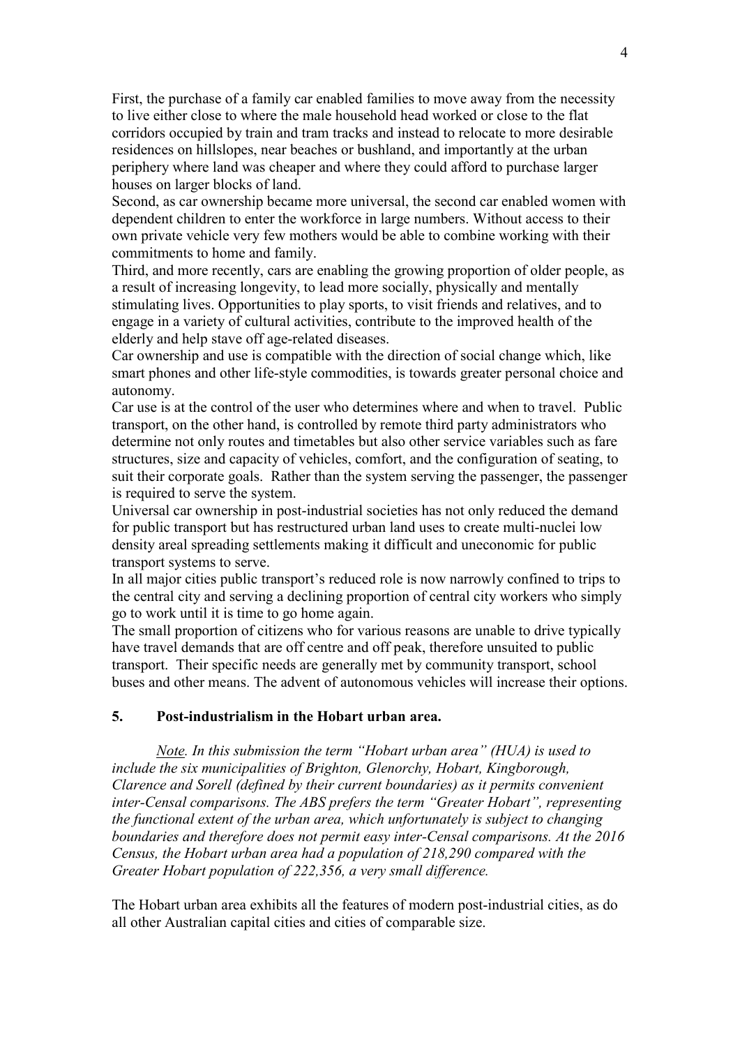First, the purchase of a family car enabled families to move away from the necessity to live either close to where the male household head worked or close to the flat corridors occupied by train and tram tracks and instead to relocate to more desirable residences on hillslopes, near beaches or bushland, and importantly at the urban periphery where land was cheaper and where they could afford to purchase larger houses on larger blocks of land.

Second, as car ownership became more universal, the second car enabled women with dependent children to enter the workforce in large numbers. Without access to their own private vehicle very few mothers would be able to combine working with their commitments to home and family.

Third, and more recently, cars are enabling the growing proportion of older people, as a result of increasing longevity, to lead more socially, physically and mentally stimulating lives. Opportunities to play sports, to visit friends and relatives, and to engage in a variety of cultural activities, contribute to the improved health of the elderly and help stave off age-related diseases.

Car ownership and use is compatible with the direction of social change which, like smart phones and other life-style commodities, is towards greater personal choice and autonomy.

Car use is at the control of the user who determines where and when to travel. Public transport, on the other hand, is controlled by remote third party administrators who determine not only routes and timetables but also other service variables such as fare structures, size and capacity of vehicles, comfort, and the configuration of seating, to suit their corporate goals. Rather than the system serving the passenger, the passenger is required to serve the system.

Universal car ownership in post-industrial societies has not only reduced the demand for public transport but has restructured urban land uses to create multi-nuclei low density areal spreading settlements making it difficult and uneconomic for public transport systems to serve.

In all major cities public transport's reduced role is now narrowly confined to trips to the central city and serving a declining proportion of central city workers who simply go to work until it is time to go home again.

The small proportion of citizens who for various reasons are unable to drive typically have travel demands that are off centre and off peak, therefore unsuited to public transport. Their specific needs are generally met by community transport, school buses and other means. The advent of autonomous vehicles will increase their options.

## 5. Post-industrialism in the Hobart urban area.

*Note. In this submission the term "Hobart urban area" (HUA) is used to include the six municipalities of Brighton, Glenorchy, Hobart, Kingborough, Clarence and Sorell (defined by their current boundaries) as it permits convenient inter-Censal comparisons. The ABS prefers the term "Greater Hobart", representing the functional extent of the urban area, which unfortunately is subject to changing boundaries and therefore does not permit easy inter-Censal comparisons. At the 2016 Census, the Hobart urban area had a population of 218,290 compared with the Greater Hobart population of 222,356, a very small difference.*

The Hobart urban area exhibits all the features of modern post-industrial cities, as do all other Australian capital cities and cities of comparable size.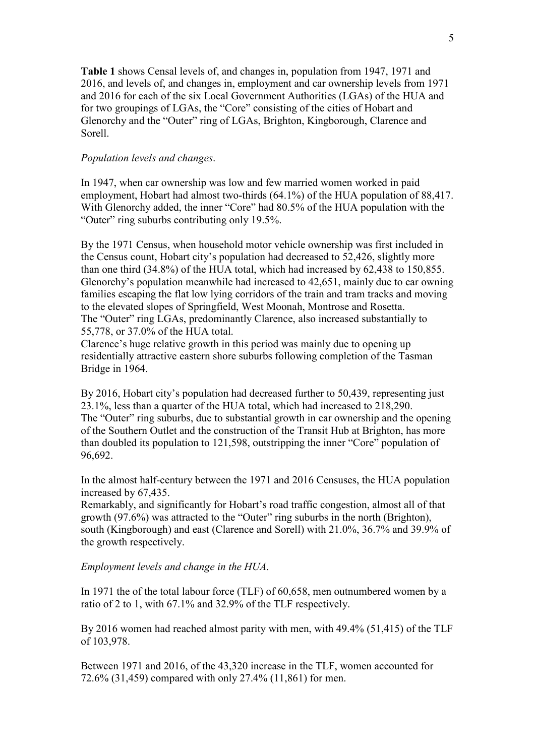**Table 1** shows Censal levels of, and changes in, population from 1947, 1971 and 2016, and levels of, and changes in, employment and car ownership levels from 1971 and 2016 for each of the six Local Government Authorities (LGAs) of the HUA and for two groupings of LGAs, the "Core" consisting of the cities of Hobart and Glenorchy and the "Outer" ring of LGAs, Brighton, Kingborough, Clarence and Sorell.

*Population levels and changes*.

In 1947, when car ownership was low and few married women worked in paid employment, Hobart had almost two-thirds (64.1%) of the HUA population of 88,417. With Glenorchy added, the inner "Core" had 80.5% of the HUA population with the "Outer" ring suburbs contributing only 19.5%.

By the 1971 Census, when household motor vehicle ownership was first included in the Census count, Hobart city's population had decreased to 52,426, slightly more than one third (34.8%) of the HUA total, which had increased by 62,438 to 150,855. Glenorchy's population meanwhile had increased to 42,651, mainly due to car owning families escaping the flat low lying corridors of the train and tram tracks and moving to the elevated slopes of Springfield, West Moonah, Montrose and Rosetta.
The "Outer" ring LGAs, predominantly Clarence, also increased substantially to 55,778, or 37.0% of the HUA total.
Clarence's huge relative growth in this period was mainly due to opening up residentially attractive eastern shore suburbs following completion of the Tasman Bridge in 1964.

By 2016, Hobart city's population had decreased further to 50,439, representing just 23.1%, less than a quarter of the HUA total, which had increased to 218,290.
The "Outer" ring suburbs, due to substantial growth in car ownership and the opening of the Southern Outlet and the construction of the Transit Hub at Brighton, has more than doubled its population to 121,598, outstripping the inner "Core" population of 96,692.

In the almost half-century between the 1971 and 2016 Censuses, the HUA population increased by 67,435.
Remarkably, and significantly for Hobart's road traffic congestion, almost all of that growth (97.6%) was attracted to the "Outer" ring suburbs in the north (Brighton), south (Kingborough) and east (Clarence and Sorell) with 21.0%, 36.7% and 39.9% of the growth respectively.

*Employment levels and change in the HUA*.

In 1971 the of the total labour force (TLF) of 60,658, men outnumbered women by a ratio of 2 to 1, with 67.1% and 32.9% of the TLF respectively.

By 2016 women had reached almost parity with men, with 49.4% (51,415) of the TLF of 103,978.

Between 1971 and 2016, of the 43,320 increase in the TLF, women accounted for 72.6% (31,459) compared with only 27.4% (11,861) for men.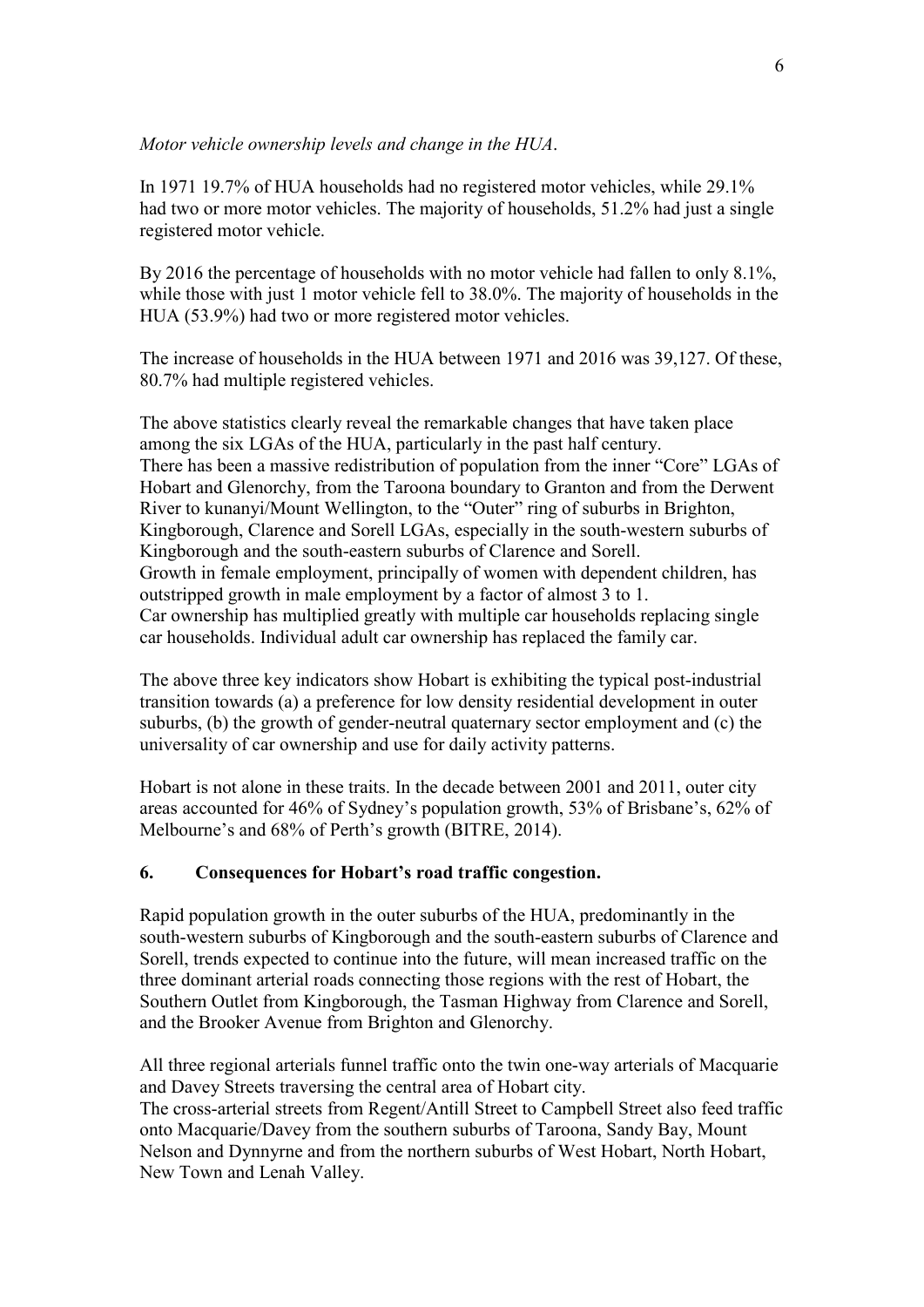*Motor vehicle ownership levels and change in the HUA*.

In 1971 19.7% of HUA households had no registered motor vehicles, while 29.1% had two or more motor vehicles. The majority of households, 51.2% had just a single registered motor vehicle.

By 2016 the percentage of households with no motor vehicle had fallen to only 8.1%, while those with just 1 motor vehicle fell to 38.0%. The majority of households in the HUA (53.9%) had two or more registered motor vehicles.

The increase of households in the HUA between 1971 and 2016 was 39,127. Of these, 80.7% had multiple registered vehicles.

The above statistics clearly reveal the remarkable changes that have taken place among the six LGAs of the HUA, particularly in the past half century.
There has been a massive redistribution of population from the inner "Core" LGAs of Hobart and Glenorchy, from the Taroona boundary to Granton and from the Derwent River to kunanyi/Mount Wellington, to the "Outer" ring of suburbs in Brighton, Kingborough, Clarence and Sorell LGAs, especially in the south-western suburbs of Kingborough and the south-eastern suburbs of Clarence and Sorell.
Growth in female employment, principally of women with dependent children, has outstripped growth in male employment by a factor of almost 3 to 1.
Car ownership has multiplied greatly with multiple car households replacing single car households. Individual adult car ownership has replaced the family car.

The above three key indicators show Hobart is exhibiting the typical post-industrial transition towards (a) a preference for low density residential development in outer suburbs, (b) the growth of gender-neutral quaternary sector employment and (c) the universality of car ownership and use for daily activity patterns.

Hobart is not alone in these traits. In the decade between 2001 and 2011, outer city areas accounted for 46% of Sydney's population growth, 53% of Brisbane's, 62% of Melbourne's and 68% of Perth's growth (BITRE, 2014).

## 6. Consequences for Hobart's road traffic congestion.

Rapid population growth in the outer suburbs of the HUA, predominantly in the south-western suburbs of Kingborough and the south-eastern suburbs of Clarence and Sorell, trends expected to continue into the future, will mean increased traffic on the three dominant arterial roads connecting those regions with the rest of Hobart, the Southern Outlet from Kingborough, the Tasman Highway from Clarence and Sorell, and the Brooker Avenue from Brighton and Glenorchy.

All three regional arterials funnel traffic onto the twin one-way arterials of Macquarie and Davey Streets traversing the central area of Hobart city.
The cross-arterial streets from Regent/Antill Street to Campbell Street also feed traffic onto Macquarie/Davey from the southern suburbs of Taroona, Sandy Bay, Mount Nelson and Dynnyrne and from the northern suburbs of West Hobart, North Hobart, New Town and Lenah Valley.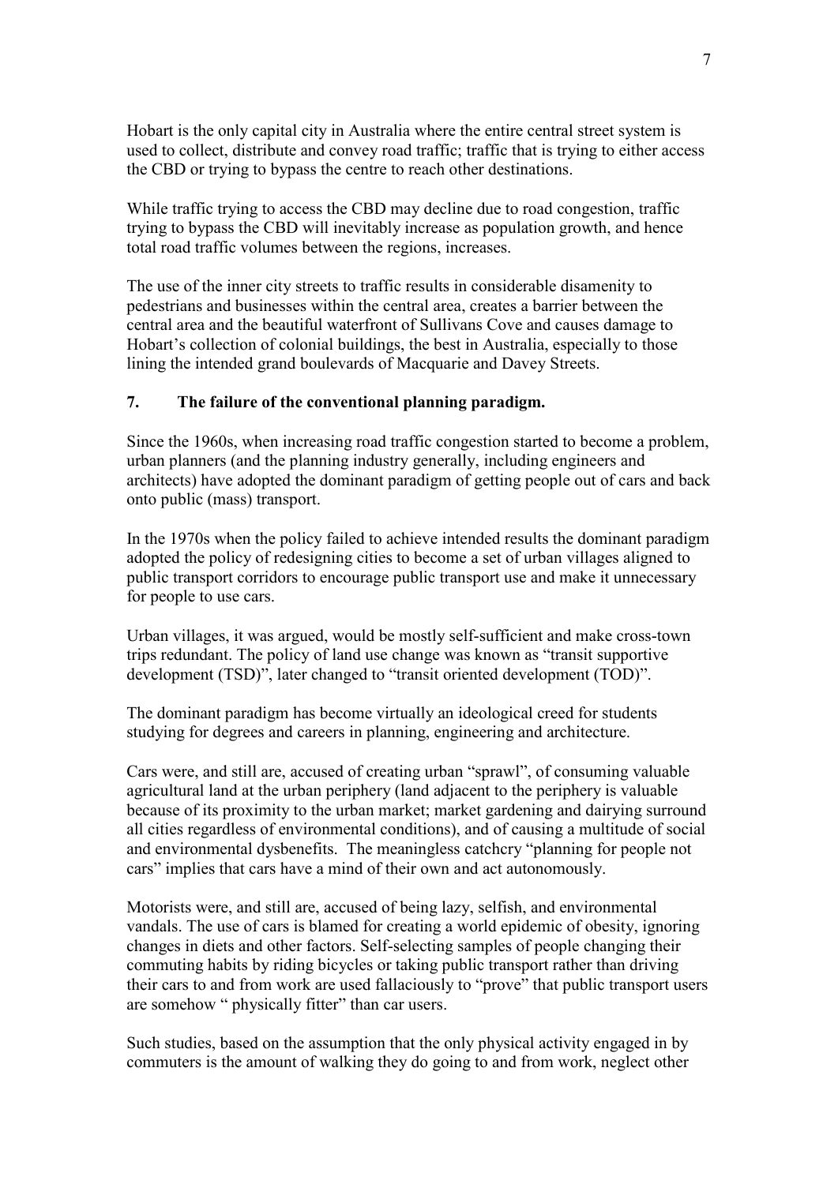Hobart is the only capital city in Australia where the entire central street system is used to collect, distribute and convey road traffic; traffic that is trying to either access the CBD or trying to bypass the centre to reach other destinations.

While traffic trying to access the CBD may decline due to road congestion, traffic trying to bypass the CBD will inevitably increase as population growth, and hence total road traffic volumes between the regions, increases.

The use of the inner city streets to traffic results in considerable disamenity to pedestrians and businesses within the central area, creates a barrier between the central area and the beautiful waterfront of Sullivans Cove and causes damage to Hobart's collection of colonial buildings, the best in Australia, especially to those lining the intended grand boulevards of Macquarie and Davey Streets.

## 7. The failure of the conventional planning paradigm.

Since the 1960s, when increasing road traffic congestion started to become a problem, urban planners (and the planning industry generally, including engineers and architects) have adopted the dominant paradigm of getting people out of cars and back onto public (mass) transport.

In the 1970s when the policy failed to achieve intended results the dominant paradigm adopted the policy of redesigning cities to become a set of urban villages aligned to public transport corridors to encourage public transport use and make it unnecessary for people to use cars.

Urban villages, it was argued, would be mostly self-sufficient and make cross-town trips redundant. The policy of land use change was known as "transit supportive development (TSD)", later changed to "transit oriented development (TOD)".

The dominant paradigm has become virtually an ideological creed for students studying for degrees and careers in planning, engineering and architecture.

Cars were, and still are, accused of creating urban "sprawl", of consuming valuable agricultural land at the urban periphery (land adjacent to the periphery is valuable because of its proximity to the urban market; market gardening and dairying surround all cities regardless of environmental conditions), and of causing a multitude of social and environmental dysbenefits. The meaningless catchcry "planning for people not cars" implies that cars have a mind of their own and act autonomously.

Motorists were, and still are, accused of being lazy, selfish, and environmental vandals. The use of cars is blamed for creating a world epidemic of obesity, ignoring changes in diets and other factors. Self-selecting samples of people changing their commuting habits by riding bicycles or taking public transport rather than driving their cars to and from work are used fallaciously to "prove" that public transport users are somehow " physically fitter" than car users.

Such studies, based on the assumption that the only physical activity engaged in by commuters is the amount of walking they do going to and from work, neglect other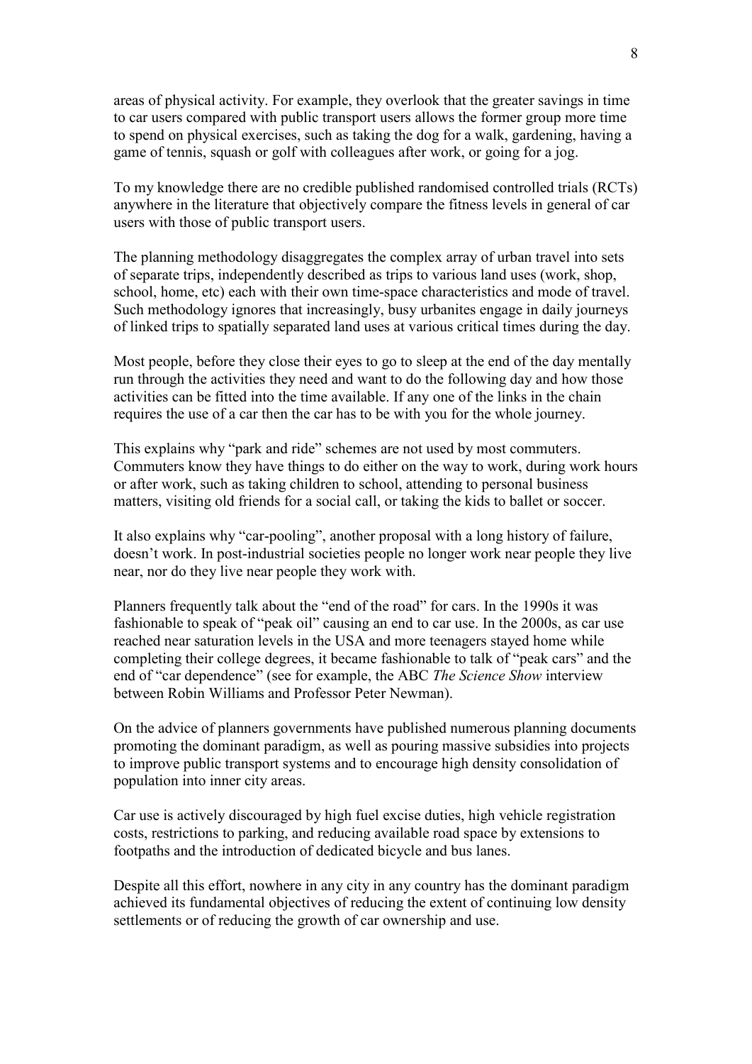areas of physical activity. For example, they overlook that the greater savings in time to car users compared with public transport users allows the former group more time to spend on physical exercises, such as taking the dog for a walk, gardening, having a game of tennis, squash or golf with colleagues after work, or going for a jog.

To my knowledge there are no credible published randomised controlled trials (RCTs) anywhere in the literature that objectively compare the fitness levels in general of car users with those of public transport users.

The planning methodology disaggregates the complex array of urban travel into sets of separate trips, independently described as trips to various land uses (work, shop, school, home, etc) each with their own time-space characteristics and mode of travel. Such methodology ignores that increasingly, busy urbanites engage in daily journeys of linked trips to spatially separated land uses at various critical times during the day.

Most people, before they close their eyes to go to sleep at the end of the day mentally run through the activities they need and want to do the following day and how those activities can be fitted into the time available. If any one of the links in the chain requires the use of a car then the car has to be with you for the whole journey.

This explains why "park and ride" schemes are not used by most commuters. Commuters know they have things to do either on the way to work, during work hours or after work, such as taking children to school, attending to personal business matters, visiting old friends for a social call, or taking the kids to ballet or soccer.

It also explains why "car-pooling", another proposal with a long history of failure, doesn't work. In post-industrial societies people no longer work near people they live near, nor do they live near people they work with.

Planners frequently talk about the "end of the road" for cars. In the 1990s it was fashionable to speak of "peak oil" causing an end to car use. In the 2000s, as car use reached near saturation levels in the USA and more teenagers stayed home while completing their college degrees, it became fashionable to talk of "peak cars" and the end of "car dependence" (see for example, the ABC *The Science Show* interview between Robin Williams and Professor Peter Newman).

On the advice of planners governments have published numerous planning documents promoting the dominant paradigm, as well as pouring massive subsidies into projects to improve public transport systems and to encourage high density consolidation of population into inner city areas.

Car use is actively discouraged by high fuel excise duties, high vehicle registration costs, restrictions to parking, and reducing available road space by extensions to footpaths and the introduction of dedicated bicycle and bus lanes.

Despite all this effort, nowhere in any city in any country has the dominant paradigm achieved its fundamental objectives of reducing the extent of continuing low density settlements or of reducing the growth of car ownership and use.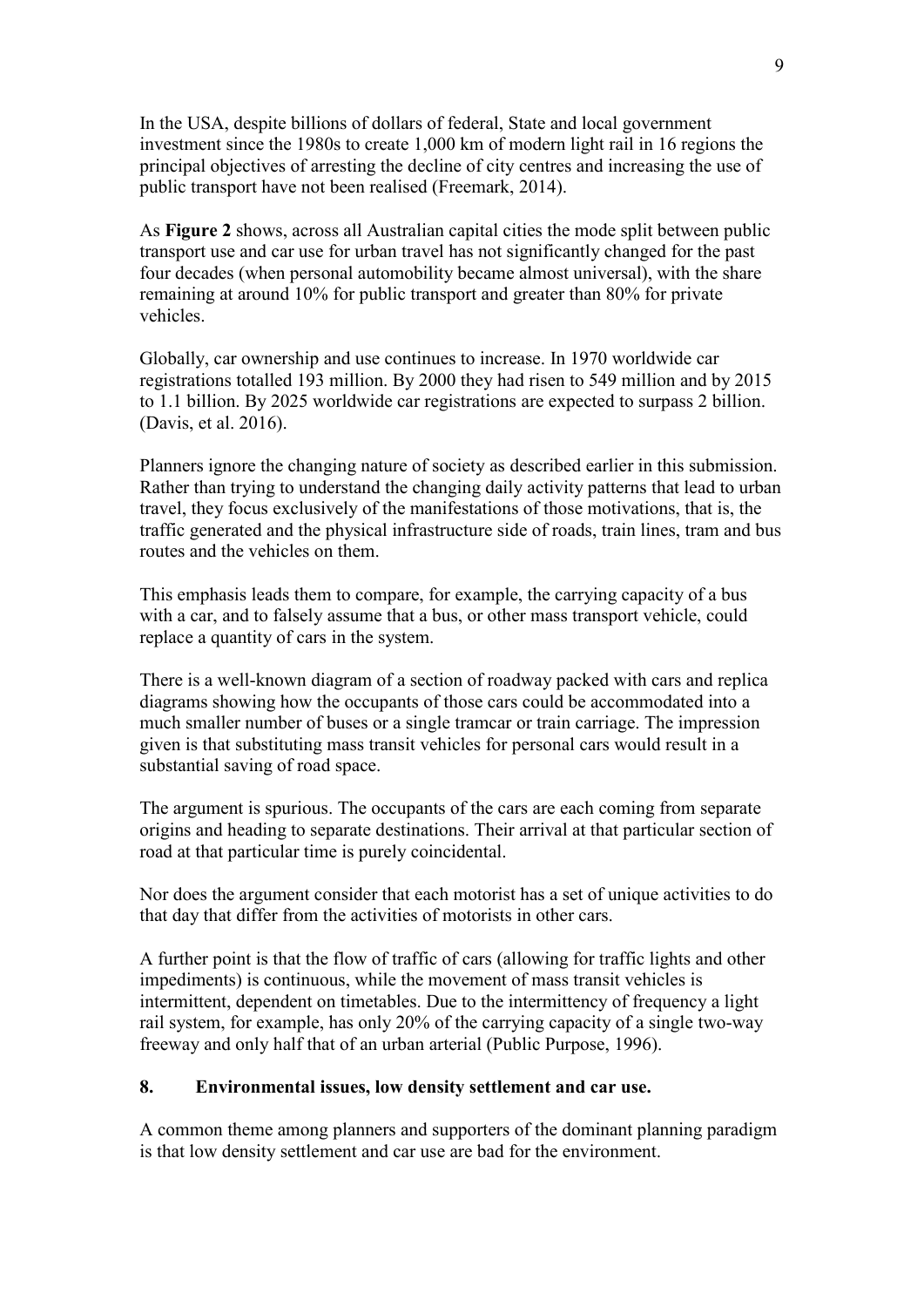In the USA, despite billions of dollars of federal, State and local government investment since the 1980s to create 1,000 km of modern light rail in 16 regions the principal objectives of arresting the decline of city centres and increasing the use of public transport have not been realised (Freemark, 2014).

As **Figure 2** shows, across all Australian capital cities the mode split between public transport use and car use for urban travel has not significantly changed for the past four decades (when personal automobility became almost universal), with the share remaining at around 10% for public transport and greater than 80% for private vehicles.

Globally, car ownership and use continues to increase. In 1970 worldwide car registrations totalled 193 million. By 2000 they had risen to 549 million and by 2015 to 1.1 billion. By 2025 worldwide car registrations are expected to surpass 2 billion. (Davis, et al. 2016).

Planners ignore the changing nature of society as described earlier in this submission. Rather than trying to understand the changing daily activity patterns that lead to urban travel, they focus exclusively of the manifestations of those motivations, that is, the traffic generated and the physical infrastructure side of roads, train lines, tram and bus routes and the vehicles on them.

This emphasis leads them to compare, for example, the carrying capacity of a bus with a car, and to falsely assume that a bus, or other mass transport vehicle, could replace a quantity of cars in the system.

There is a well-known diagram of a section of roadway packed with cars and replica diagrams showing how the occupants of those cars could be accommodated into a much smaller number of buses or a single tramcar or train carriage. The impression given is that substituting mass transit vehicles for personal cars would result in a substantial saving of road space.

The argument is spurious. The occupants of the cars are each coming from separate origins and heading to separate destinations. Their arrival at that particular section of road at that particular time is purely coincidental.

Nor does the argument consider that each motorist has a set of unique activities to do that day that differ from the activities of motorists in other cars.

A further point is that the flow of traffic of cars (allowing for traffic lights and other impediments) is continuous, while the movement of mass transit vehicles is intermittent, dependent on timetables. Due to the intermittency of frequency a light rail system, for example, has only 20% of the carrying capacity of a single two-way freeway and only half that of an urban arterial (Public Purpose, 1996).

## 8. Environmental issues, low density settlement and car use.

A common theme among planners and supporters of the dominant planning paradigm is that low density settlement and car use are bad for the environment.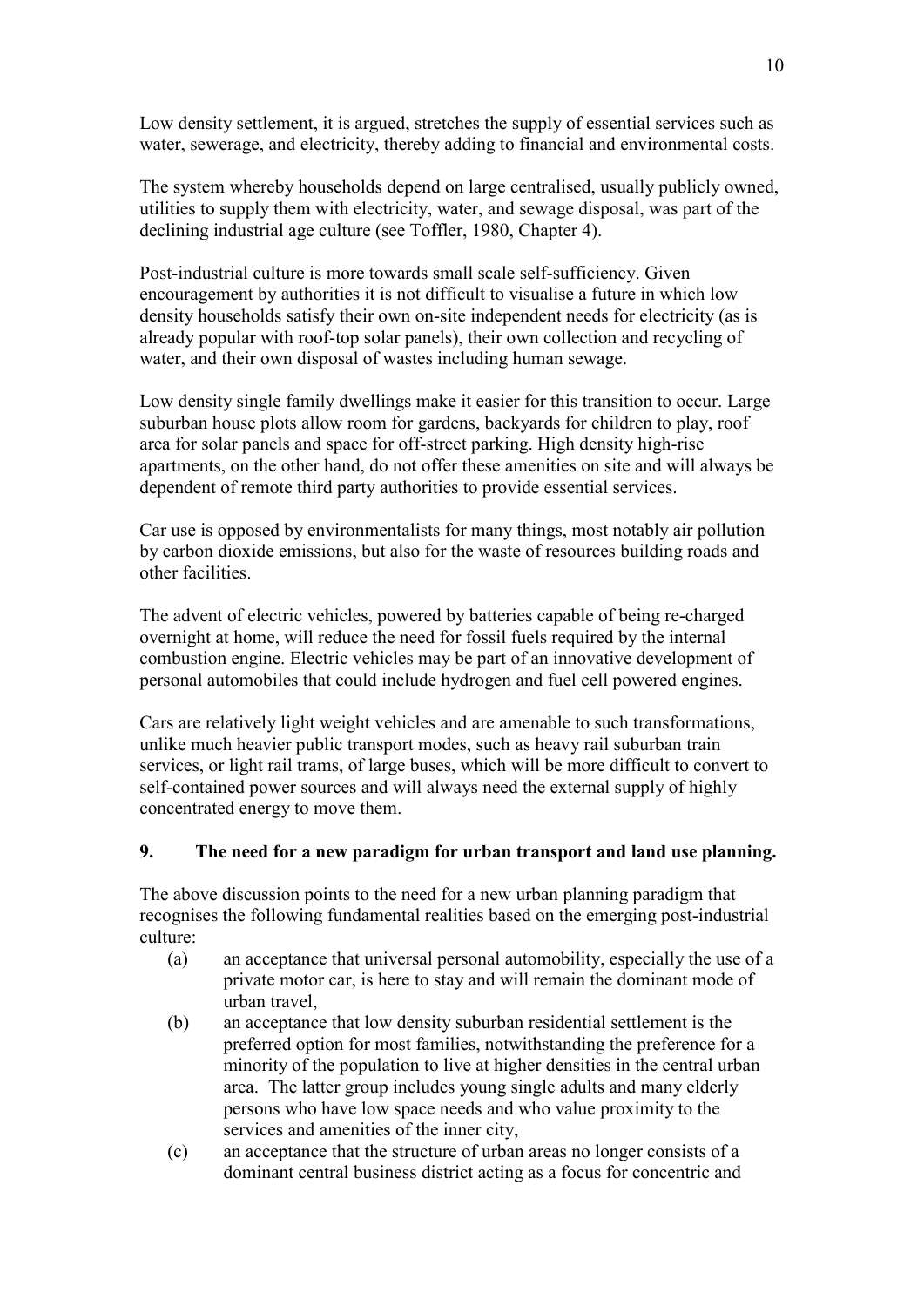Low density settlement, it is argued, stretches the supply of essential services such as water, sewerage, and electricity, thereby adding to financial and environmental costs.

The system whereby households depend on large centralised, usually publicly owned, utilities to supply them with electricity, water, and sewage disposal, was part of the declining industrial age culture (see Toffler, 1980, Chapter 4).

Post-industrial culture is more towards small scale self-sufficiency. Given encouragement by authorities it is not difficult to visualise a future in which low density households satisfy their own on-site independent needs for electricity (as is already popular with roof-top solar panels), their own collection and recycling of water, and their own disposal of wastes including human sewage.

Low density single family dwellings make it easier for this transition to occur. Large suburban house plots allow room for gardens, backyards for children to play, roof area for solar panels and space for off-street parking. High density high-rise apartments, on the other hand, do not offer these amenities on site and will always be dependent of remote third party authorities to provide essential services.

Car use is opposed by environmentalists for many things, most notably air pollution by carbon dioxide emissions, but also for the waste of resources building roads and other facilities.

The advent of electric vehicles, powered by batteries capable of being re-charged overnight at home, will reduce the need for fossil fuels required by the internal combustion engine. Electric vehicles may be part of an innovative development of personal automobiles that could include hydrogen and fuel cell powered engines.

Cars are relatively light weight vehicles and are amenable to such transformations, unlike much heavier public transport modes, such as heavy rail suburban train services, or light rail trams, of large buses, which will be more difficult to convert to self-contained power sources and will always need the external supply of highly concentrated energy to move them.

## 9. The need for a new paradigm for urban transport and land use planning.

The above discussion points to the need for a new urban planning paradigm that recognises the following fundamental realities based on the emerging post-industrial culture:

(a) an acceptance that universal personal automobility, especially the use of a private motor car, is here to stay and will remain the dominant mode of urban travel,

(b) an acceptance that low density suburban residential settlement is the preferred option for most families, notwithstanding the preference for a minority of the population to live at higher densities in the central urban area. The latter group includes young single adults and many elderly persons who have low space needs and who value proximity to the services and amenities of the inner city,

(c) an acceptance that the structure of urban areas no longer consists of a dominant central business district acting as a focus for concentric and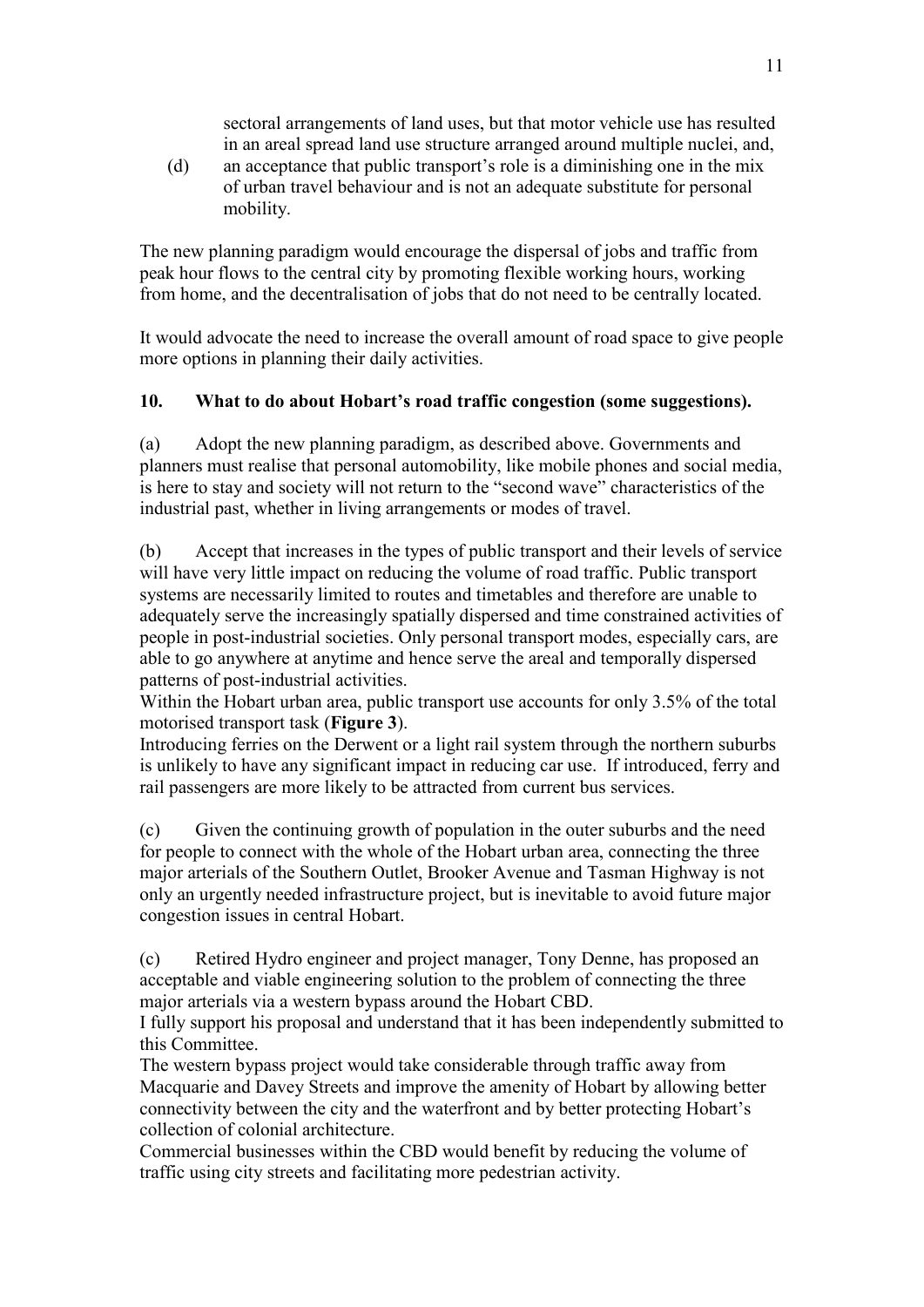sectoral arrangements of land uses, but that motor vehicle use has resulted in an areal spread land use structure arranged around multiple nuclei, and,

(d) an acceptance that public transport's role is a diminishing one in the mix of urban travel behaviour and is not an adequate substitute for personal mobility.

The new planning paradigm would encourage the dispersal of jobs and traffic from peak hour flows to the central city by promoting flexible working hours, working from home, and the decentralisation of jobs that do not need to be centrally located.

It would advocate the need to increase the overall amount of road space to give people more options in planning their daily activities.

### 10. What to do about Hobart's road traffic congestion (some suggestions).

(a) Adopt the new planning paradigm, as described above. Governments and planners must realise that personal automobility, like mobile phones and social media, is here to stay and society will not return to the "second wave" characteristics of the industrial past, whether in living arrangements or modes of travel.

(b) Accept that increases in the types of public transport and their levels of service will have very little impact on reducing the volume of road traffic. Public transport systems are necessarily limited to routes and timetables and therefore are unable to adequately serve the increasingly spatially dispersed and time constrained activities of people in post-industrial societies. Only personal transport modes, especially cars, are able to go anywhere at anytime and hence serve the areal and temporally dispersed patterns of post-industrial activities.
Within the Hobart urban area, public transport use accounts for only 3.5% of the total motorised transport task (**Figure 3**).
Introducing ferries on the Derwent or a light rail system through the northern suburbs is unlikely to have any significant impact in reducing car use. If introduced, ferry and rail passengers are more likely to be attracted from current bus services.

(c) Given the continuing growth of population in the outer suburbs and the need for people to connect with the whole of the Hobart urban area, connecting the three major arterials of the Southern Outlet, Brooker Avenue and Tasman Highway is not only an urgently needed infrastructure project, but is inevitable to avoid future major congestion issues in central Hobart.

(c) Retired Hydro engineer and project manager, Tony Denne, has proposed an acceptable and viable engineering solution to the problem of connecting the three major arterials via a western bypass around the Hobart CBD.
I fully support his proposal and understand that it has been independently submitted to this Committee.
The western bypass project would take considerable through traffic away from Macquarie and Davey Streets and improve the amenity of Hobart by allowing better connectivity between the city and the waterfront and by better protecting Hobart's collection of colonial architecture.
Commercial businesses within the CBD would benefit by reducing the volume of traffic using city streets and facilitating more pedestrian activity.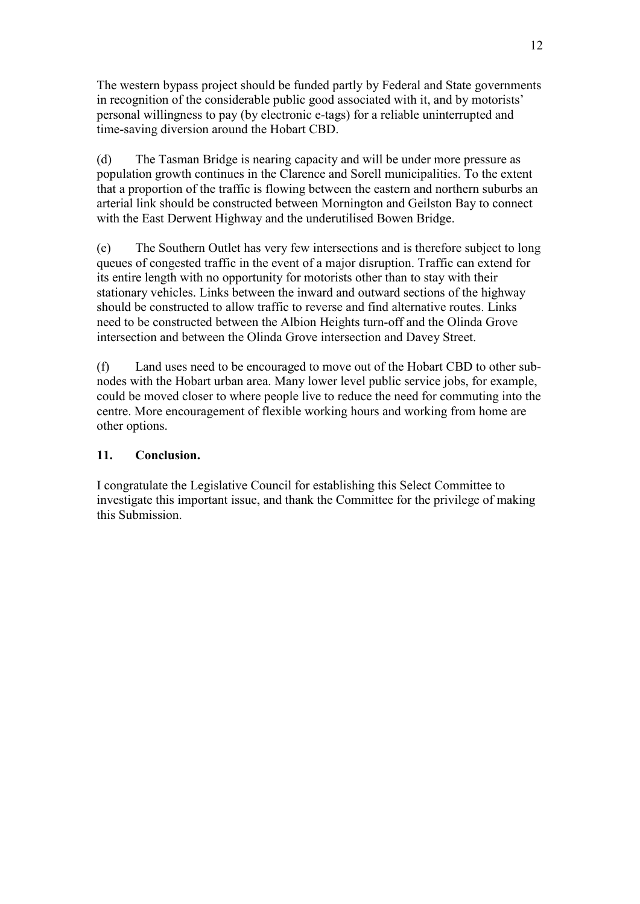The western bypass project should be funded partly by Federal and State governments in recognition of the considerable public good associated with it, and by motorists' personal willingness to pay (by electronic e-tags) for a reliable uninterrupted and time-saving diversion around the Hobart CBD.

(d) The Tasman Bridge is nearing capacity and will be under more pressure as population growth continues in the Clarence and Sorell municipalities. To the extent that a proportion of the traffic is flowing between the eastern and northern suburbs an arterial link should be constructed between Mornington and Geilston Bay to connect with the East Derwent Highway and the underutilised Bowen Bridge.

(e) The Southern Outlet has very few intersections and is therefore subject to long queues of congested traffic in the event of a major disruption. Traffic can extend for its entire length with no opportunity for motorists other than to stay with their stationary vehicles. Links between the inward and outward sections of the highway should be constructed to allow traffic to reverse and find alternative routes. Links need to be constructed between the Albion Heights turn-off and the Olinda Grove intersection and between the Olinda Grove intersection and Davey Street.

(f) Land uses need to be encouraged to move out of the Hobart CBD to other sub-nodes with the Hobart urban area. Many lower level public service jobs, for example, could be moved closer to where people live to reduce the need for commuting into the centre. More encouragement of flexible working hours and working from home are other options.

## 11. Conclusion.

I congratulate the Legislative Council for establishing this Select Committee to investigate this important issue, and thank the Committee for the privilege of making this Submission.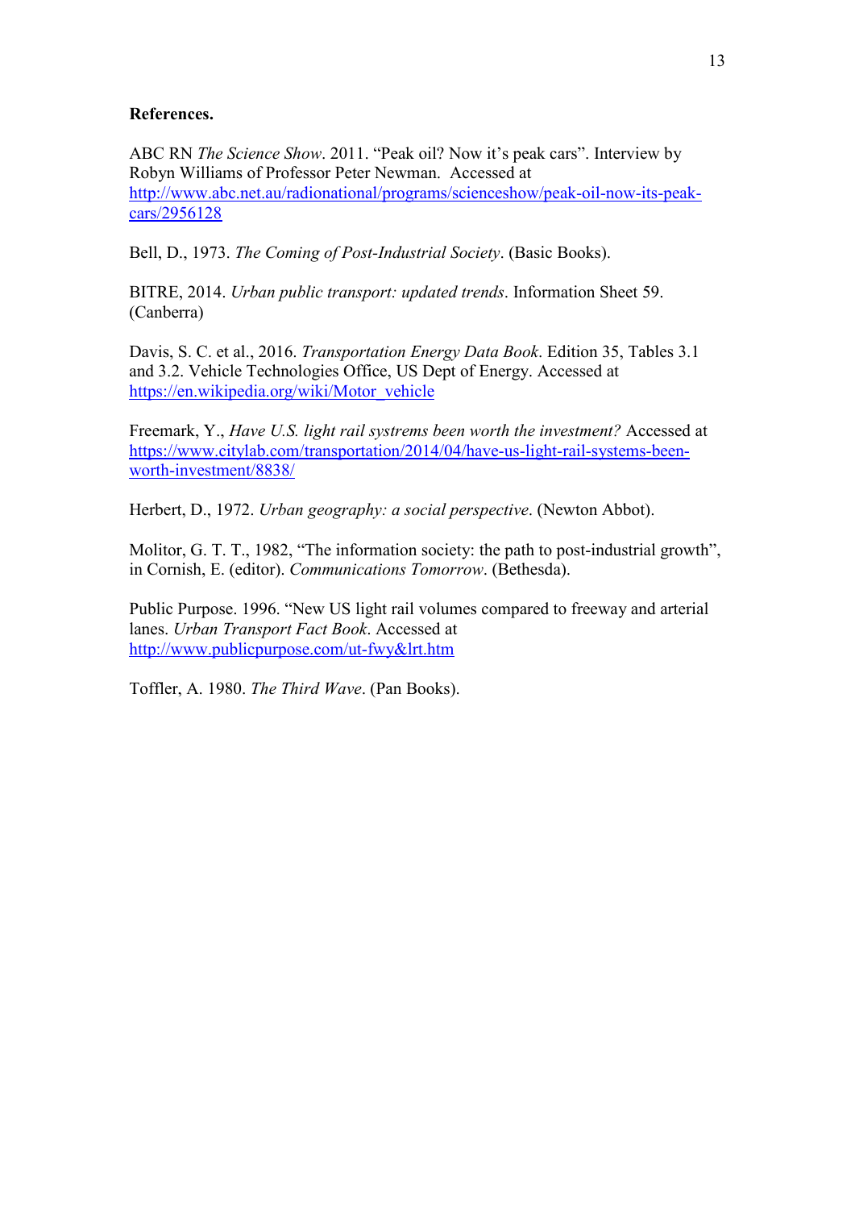**References.**

ABC RN *The Science Show*. 2011. "Peak oil? Now it's peak cars". Interview by Robyn Williams of Professor Peter Newman. Accessed at http://www.abc.net.au/radionational/programs/scienceshow/peak-oil-now-its-peak-cars/2956128

Bell, D., 1973. *The Coming of Post-Industrial Society*. (Basic Books).

BITRE, 2014. *Urban public transport: updated trends*. Information Sheet 59. (Canberra)

Davis, S. C. et al., 2016. *Transportation Energy Data Book*. Edition 35, Tables 3.1 and 3.2. Vehicle Technologies Office, US Dept of Energy. Accessed at https://en.wikipedia.org/wiki/Motor_vehicle

Freemark, Y., *Have U.S. light rail systrems been worth the investment?* Accessed at https://www.citylab.com/transportation/2014/04/have-us-light-rail-systems-been-worth-investment/8838/

Herbert, D., 1972. *Urban geography: a social perspective*. (Newton Abbot).

Molitor, G. T. T., 1982, "The information society: the path to post-industrial growth", in Cornish, E. (editor). *Communications Tomorrow*. (Bethesda).

Public Purpose. 1996. "New US light rail volumes compared to freeway and arterial lanes. *Urban Transport Fact Book*. Accessed at http://www.publicpurpose.com/ut-fwy&lrt.htm

Toffler, A. 1980. *The Third Wave*. (Pan Books).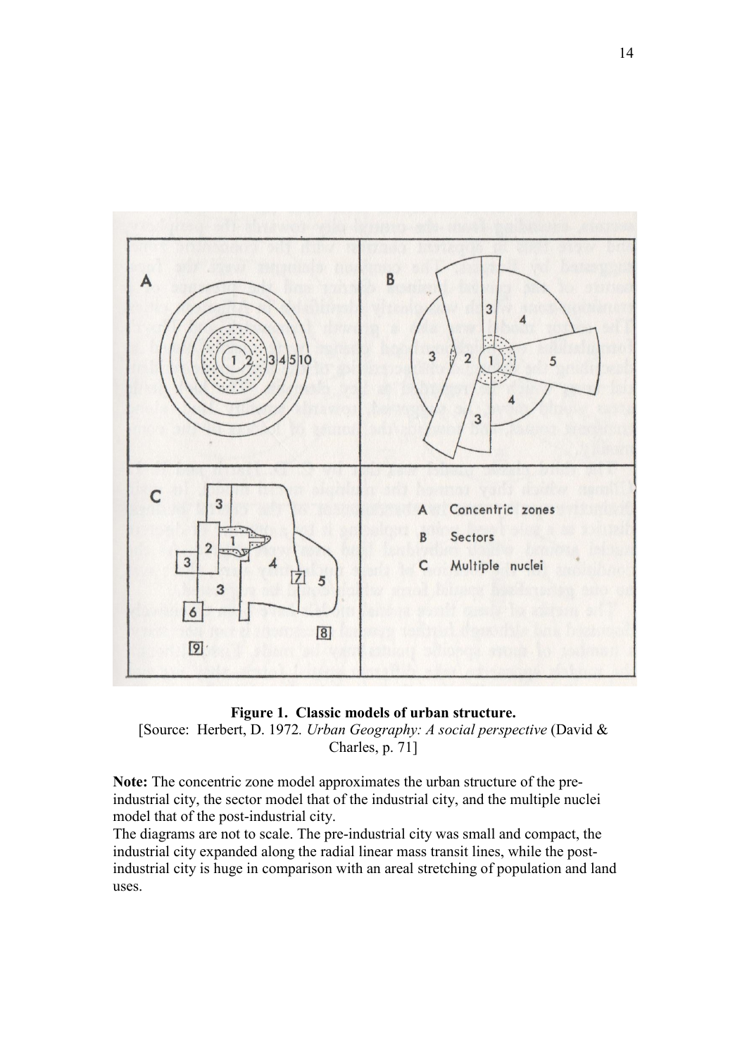**Figure 1. Classic models of urban structure.**

[Source: Herbert, D. 1972. *Urban Geography: A social perspective* (David & Charles, p. 71]

**Note:** The concentric zone model approximates the urban structure of the pre-industrial city, the sector model that of the industrial city, and the multiple nuclei model that of the post-industrial city.

The diagrams are not to scale. The pre-industrial city was small and compact, the industrial city expanded along the radial linear mass transit lines, while the post-industrial city is huge in comparison with an areal stretching of population and land uses.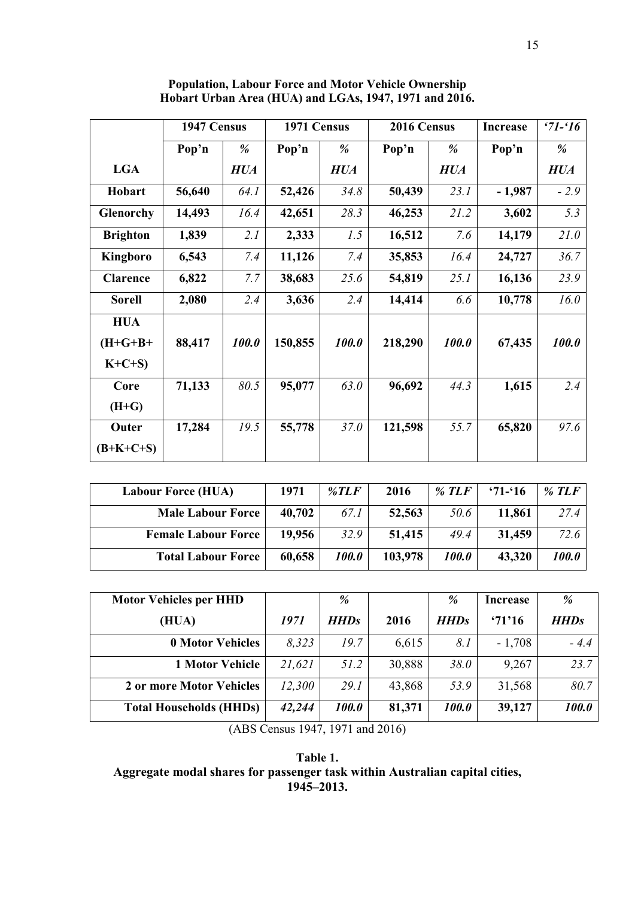**Population, Labour Force and Motor Vehicle Ownership**
**Hobart Urban Area (HUA) and LGAs, 1947, 1971 and 2016.**

| | 1947 Census | | 1971 Census | | 2016 Census | | Increase | *'71-'16* |
|---|---|---|---|---|---|---|---|---|
| **LGA** | **Pop'n** | ***% HUA*** | **Pop'n** | ***% HUA*** | **Pop'n** | ***% HUA*** | **Pop'n** | ***% HUA*** |
| **Hobart** | **56,640** | *64.1* | **52,426** | *34.8* | **50,439** | *23.1* | **- 1,987** | *- 2.9* |
| **Glenorchy** | **14,493** | *16.4* | **42,651** | *28.3* | **46,253** | *21.2* | **3,602** | *5.3* |
| **Brighton** | **1,839** | *2.1* | **2,333** | *1.5* | **16,512** | *7.6* | **14,179** | *21.0* |
| **Kingboro** | **6,543** | *7.4* | **11,126** | *7.4* | **35,853** | *16.4* | **24,727** | *36.7* |
| **Clarence** | **6,822** | *7.7* | **38,683** | *25.6* | **54,819** | *25.1* | **16,136** | *23.9* |
| **Sorell** | **2,080** | *2.4* | **3,636** | *2.4* | **14,414** | *6.6* | **10,778** | *16.0* |
| **HUA (H+G+B+K+C+S)** | **88,417** | ***100.0*** | **150,855** | ***100.0*** | **218,290** | ***100.0*** | **67,435** | ***100.0*** |
| **Core (H+G)** | **71,133** | *80.5* | **95,077** | *63.0* | **96,692** | *44.3* | **1,615** | *2.4* |
| **Outer (B+K+C+S)** | **17,284** | *19.5* | **55,778** | *37.0* | **121,598** | *55.7* | **65,820** | *97.6* |

| Labour Force (HUA) | 1971 | *%TLF* | 2016 | *% TLF* | '71-'16 | *% TLF* |
|---|---|---|---|---|---|---|
| **Male Labour Force** | **40,702** | *67.1* | **52,563** | *50.6* | **11,861** | *27.4* |
| **Female Labour Force** | **19,956** | *32.9* | **51,415** | *49.4* | **31,459** | *72.6* |
| **Total Labour Force** | **60,658** | ***100.0*** | **103,978** | ***100.0*** | **43,320** | ***100.0*** |

| Motor Vehicles per HHD (HUA) | *1971* | *% HHDs* | 2016 | *% HHDs* | Increase '71'16 | *% HHDs* |
|---|---|---|---|---|---|---|
| **0 Motor Vehicles** | *8,323* | *19.7* | 6,615 | *8.1* | - 1,708 | *- 4.4* |
| **1 Motor Vehicle** | *21,621* | *51.2* | 30,888 | *38.0* | 9,267 | *23.7* |
| **2 or more Motor Vehicles** | *12,300* | *29.1* | 43,868 | *53.9* | 31,568 | *80.7* |
| **Total Households (HHDs)** | ***42,244*** | ***100.0*** | **81,371** | ***100.0*** | **39,127** | ***100.0*** |

(ABS Census 1947, 1971 and 2016)

**Table 1.**
**Aggregate modal shares for passenger task within Australian capital cities, 1945–2013.**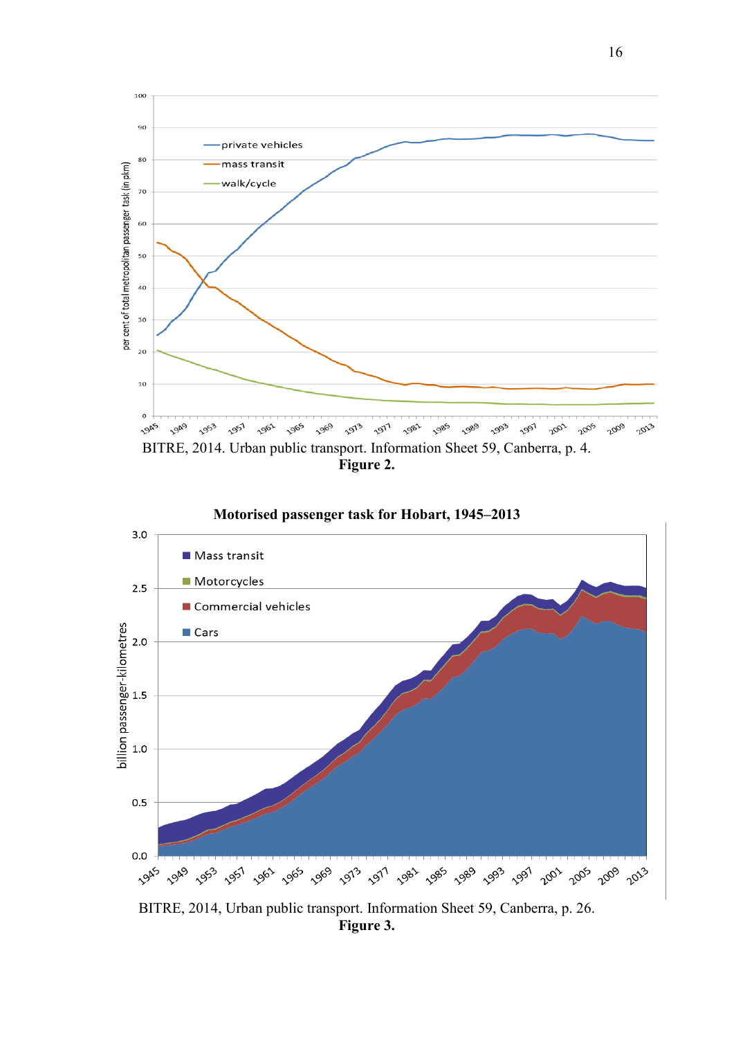100

90

80

70

60

50

40

30

20

10

0

per cent of total metropolitan passenger task (in pkm)

private vehicles

mass transit

walk/cycle

1945 1949 1953 1957 1961 1965 1969 1973 1977 1981 1985 1989 1993 1997 2001 2005 2009 2013

BITRE, 2014. Urban public transport. Information Sheet 59, Canberra, p. 4.

**Figure 2.**

**Motorised passenger task for Hobart, 1945–2013**

3.0

2.5

2.0

1.5

1.0

0.5

0.0

billion passenger-kilometres

Mass transit

Motorcycles

Commercial vehicles

Cars

1945 1949 1953 1957 1961 1965 1969 1973 1977 1981 1985 1989 1993 1997 2001 2005 2009 2013

BITRE, 2014, Urban public transport. Information Sheet 59, Canberra, p. 26.

**Figure 3.**